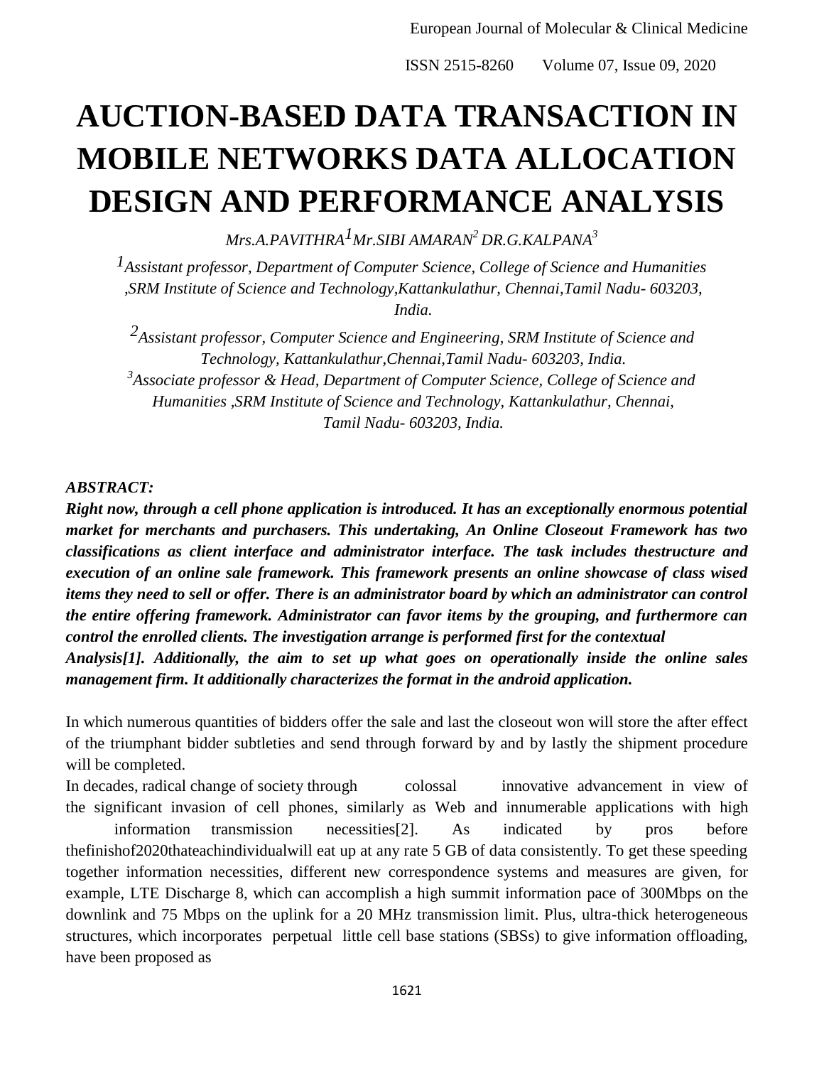# AUCTION-BASED DATA TRANSACTION IN MOBILE NETWORKS DATA ALLOCATION DESIGN AND PERFORMANCE ANALYSIS

*Mrs.A.PAVITHRA[1] Mr.SIBI AMARAN[2] DR.G.KALPANA[3]*

*[1]Assistant professor, Department of Computer Science, College of Science and Humanities ,SRM Institute of Science and Technology,Kattankulathur, Chennai,Tamil Nadu- 603203, India.*

*[2]Assistant professor, Computer Science and Engineering, SRM Institute of Science and Technology, Kattankulathur,Chennai,Tamil Nadu- 603203, India.*

*[3]Associate professor & Head, Department of Computer Science, College of Science and Humanities ,SRM Institute of Science and Technology, Kattankulathur, Chennai, Tamil Nadu- 603203, India.*

***ABSTRACT:***

***Right now, through a cell phone application is introduced. It has an exceptionally enormous potential market for merchants and purchasers. This undertaking, An Online Closeout Framework has two classifications as client interface and administrator interface. The task includes thestructure and execution of an online sale framework. This framework presents an online showcase of class wised items they need to sell or offer. There is an administrator board by which an administrator can control the entire offering framework. Administrator can favor items by the grouping, and furthermore can control the enrolled clients. The investigation arrange is performed first for the contextual Analysis[1]. Additionally, the aim to set up what goes on operationally inside the online sales management firm. It additionally characterizes the format in the android application.***

In which numerous quantities of bidders offer the sale and last the closeout won will store the after effect of the triumphant bidder subtleties and send through forward by and by lastly the shipment procedure will be completed.

In decades, radical change of society through colossal innovative advancement in view of the significant invasion of cell phones, similarly as Web and innumerable applications with high information transmission necessities[2]. As indicated by pros before thefinishof2020thateachindividualwill eat up at any rate 5 GB of data consistently. To get these speeding together information necessities, different new correspondence systems and measures are given, for example, LTE Discharge 8, which can accomplish a high summit information pace of 300Mbps on the downlink and 75 Mbps on the uplink for a 20 MHz transmission limit. Plus, ultra-thick heterogeneous structures, which incorporates perpetual little cell base stations (SBSs) to give information offloading, have been proposed as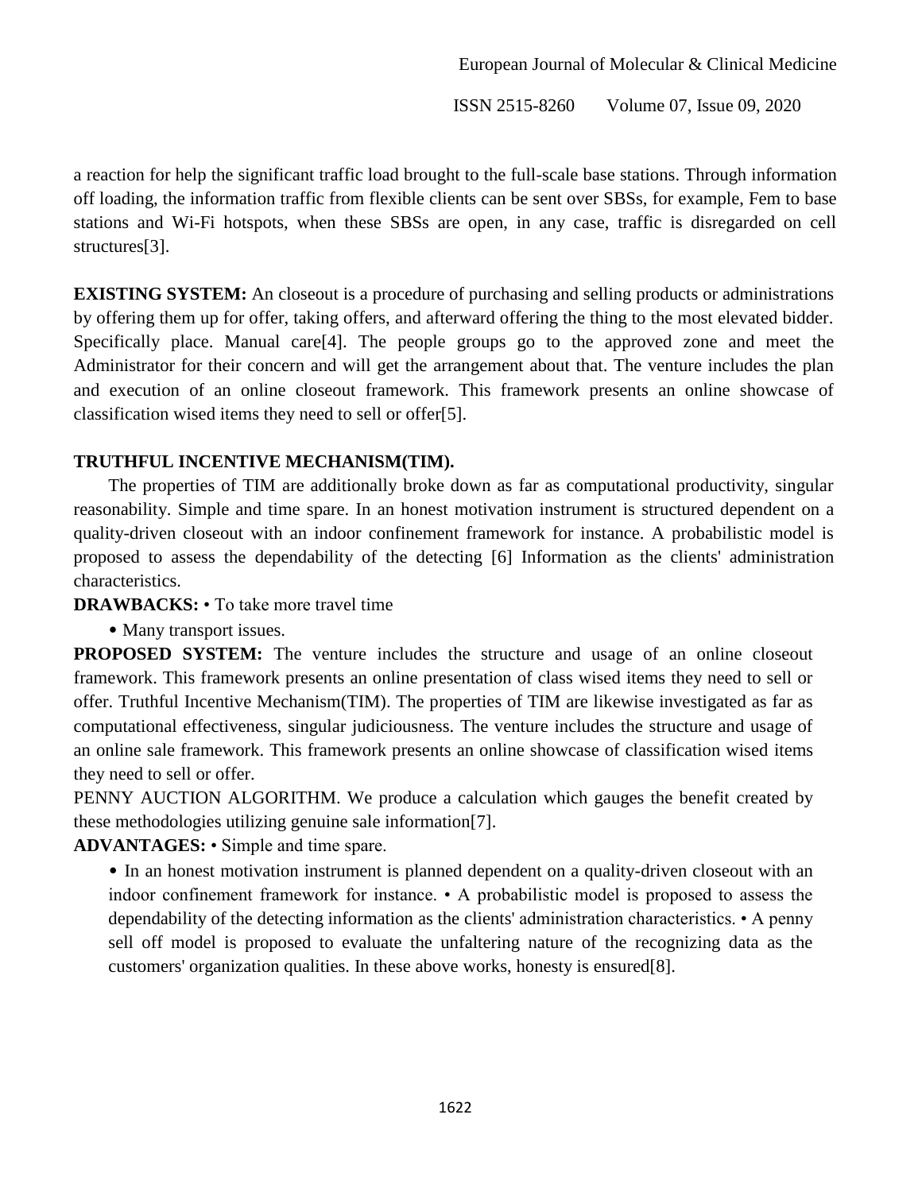a reaction for help the significant traffic load brought to the full-scale base stations. Through information off loading, the information traffic from flexible clients can be sent over SBSs, for example, Fem to base stations and Wi-Fi hotspots, when these SBSs are open, in any case, traffic is disregarded on cell structures[3].

**EXISTING SYSTEM:** An closeout is a procedure of purchasing and selling products or administrations by offering them up for offer, taking offers, and afterward offering the thing to the most elevated bidder. Specifically place. Manual care[4]. The people groups go to the approved zone and meet the Administrator for their concern and will get the arrangement about that. The venture includes the plan and execution of an online closeout framework. This framework presents an online showcase of classification wised items they need to sell or offer[5].

**TRUTHFUL INCENTIVE MECHANISM(TIM).**

The properties of TIM are additionally broke down as far as computational productivity, singular reasonability. Simple and time spare. In an honest motivation instrument is structured dependent on a quality-driven closeout with an indoor confinement framework for instance. A probabilistic model is proposed to assess the dependability of the detecting [6] Information as the clients' administration characteristics.

**DRAWBACKS:** • To take more travel time

• Many transport issues.

**PROPOSED SYSTEM:** The venture includes the structure and usage of an online closeout framework. This framework presents an online presentation of class wised items they need to sell or offer. Truthful Incentive Mechanism(TIM). The properties of TIM are likewise investigated as far as computational effectiveness, singular judiciousness. The venture includes the structure and usage of an online sale framework. This framework presents an online showcase of classification wised items they need to sell or offer.

PENNY AUCTION ALGORITHM. We produce a calculation which gauges the benefit created by these methodologies utilizing genuine sale information[7].

**ADVANTAGES:** • Simple and time spare.

• In an honest motivation instrument is planned dependent on a quality-driven closeout with an indoor confinement framework for instance. • A probabilistic model is proposed to assess the dependability of the detecting information as the clients' administration characteristics. • A penny sell off model is proposed to evaluate the unfaltering nature of the recognizing data as the customers' organization qualities. In these above works, honesty is ensured[8].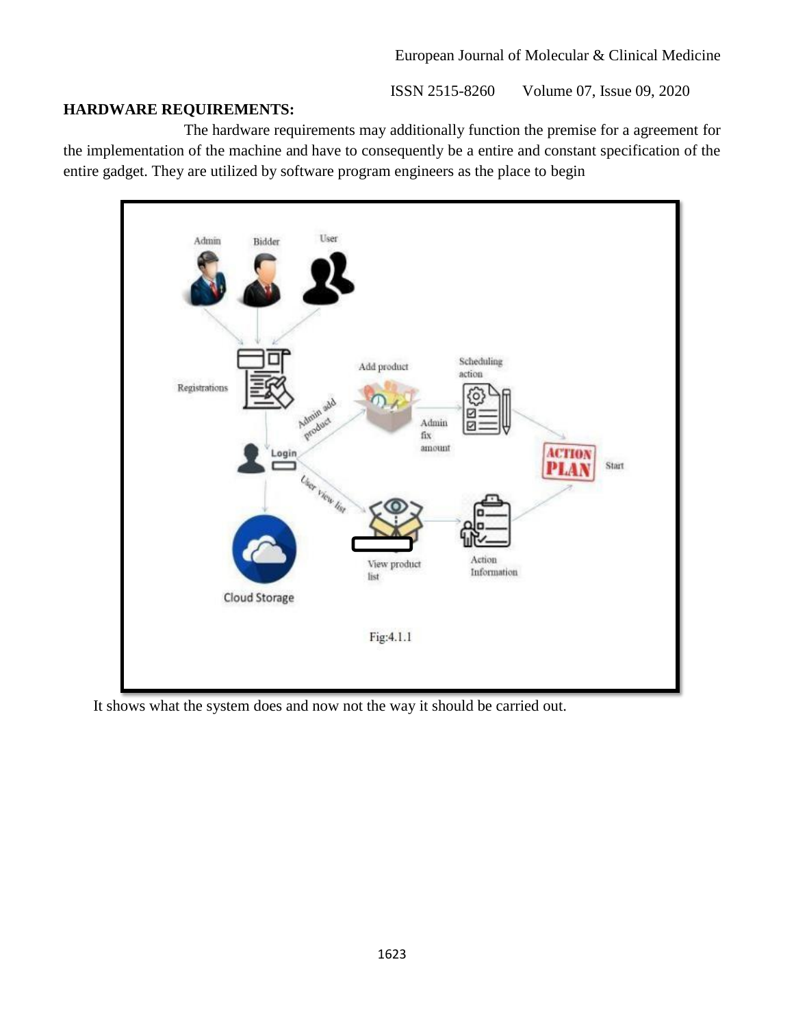## HARDWARE REQUIREMENTS:

The hardware requirements may additionally function the premise for a agreement for the implementation of the machine and have to consequently be a entire and constant specification of the entire gadget. They are utilized by software program engineers as the place to begin

Fig:4.1.1

It shows what the system does and now not the way it should be carried out.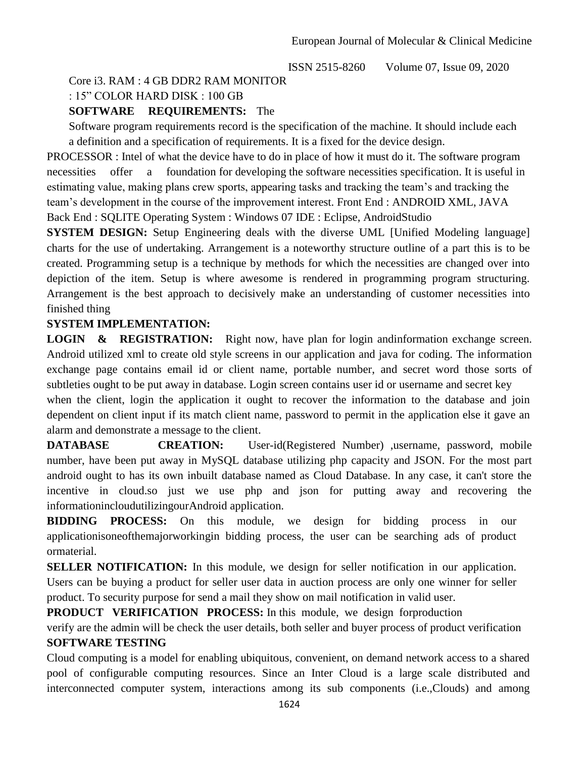Core i3. RAM : 4 GB DDR2 RAM MONITOR

: 15" COLOR HARD DISK : 100 GB

**SOFTWARE REQUIREMENTS:** The

Software program requirements record is the specification of the machine. It should include each a definition and a specification of requirements. It is a fixed for the device design.

PROCESSOR : Intel of what the device have to do in place of how it must do it. The software program necessities offer a foundation for developing the software necessities specification. It is useful in estimating value, making plans crew sports, appearing tasks and tracking the team's and tracking the team's development in the course of the improvement interest. Front End : ANDROID XML, JAVA Back End : SQLITE Operating System : Windows 07 IDE : Eclipse, AndroidStudio

**SYSTEM DESIGN:** Setup Engineering deals with the diverse UML [Unified Modeling language] charts for the use of undertaking. Arrangement is a noteworthy structure outline of a part this is to be created. Programming setup is a technique by methods for which the necessities are changed over into depiction of the item. Setup is where awesome is rendered in programming program structuring. Arrangement is the best approach to decisively make an understanding of customer necessities into finished thing

**SYSTEM IMPLEMENTATION:**

**LOGIN & REGISTRATION:** Right now, have plan for login andinformation exchange screen. Android utilized xml to create old style screens in our application and java for coding. The information exchange page contains email id or client name, portable number, and secret word those sorts of subtleties ought to be put away in database. Login screen contains user id or username and secret key when the client, login the application it ought to recover the information to the database and join dependent on client input if its match client name, password to permit in the application else it gave an alarm and demonstrate a message to the client.

**DATABASE CREATION:** User-id(Registered Number) ,username, password, mobile number, have been put away in MySQL database utilizing php capacity and JSON. For the most part android ought to has its own inbuilt database named as Cloud Database. In any case, it can't store the incentive in cloud.so just we use php and json for putting away and recovering the informationincloudutilizingourAndroid application.

**BIDDING PROCESS:** On this module, we design for bidding process in our applicationisoneofthemajorworkingin bidding process, the user can be searching ads of product ormaterial.

**SELLER NOTIFICATION:** In this module, we design for seller notification in our application. Users can be buying a product for seller user data in auction process are only one winner for seller product. To security purpose for send a mail they show on mail notification in valid user.

**PRODUCT VERIFICATION PROCESS:** In this module, we design forproduction verify are the admin will be check the user details, both seller and buyer process of product verification

**SOFTWARE TESTING**

Cloud computing is a model for enabling ubiquitous, convenient, on demand network access to a shared pool of configurable computing resources. Since an Inter Cloud is a large scale distributed and interconnected computer system, interactions among its sub components (i.e.,Clouds) and among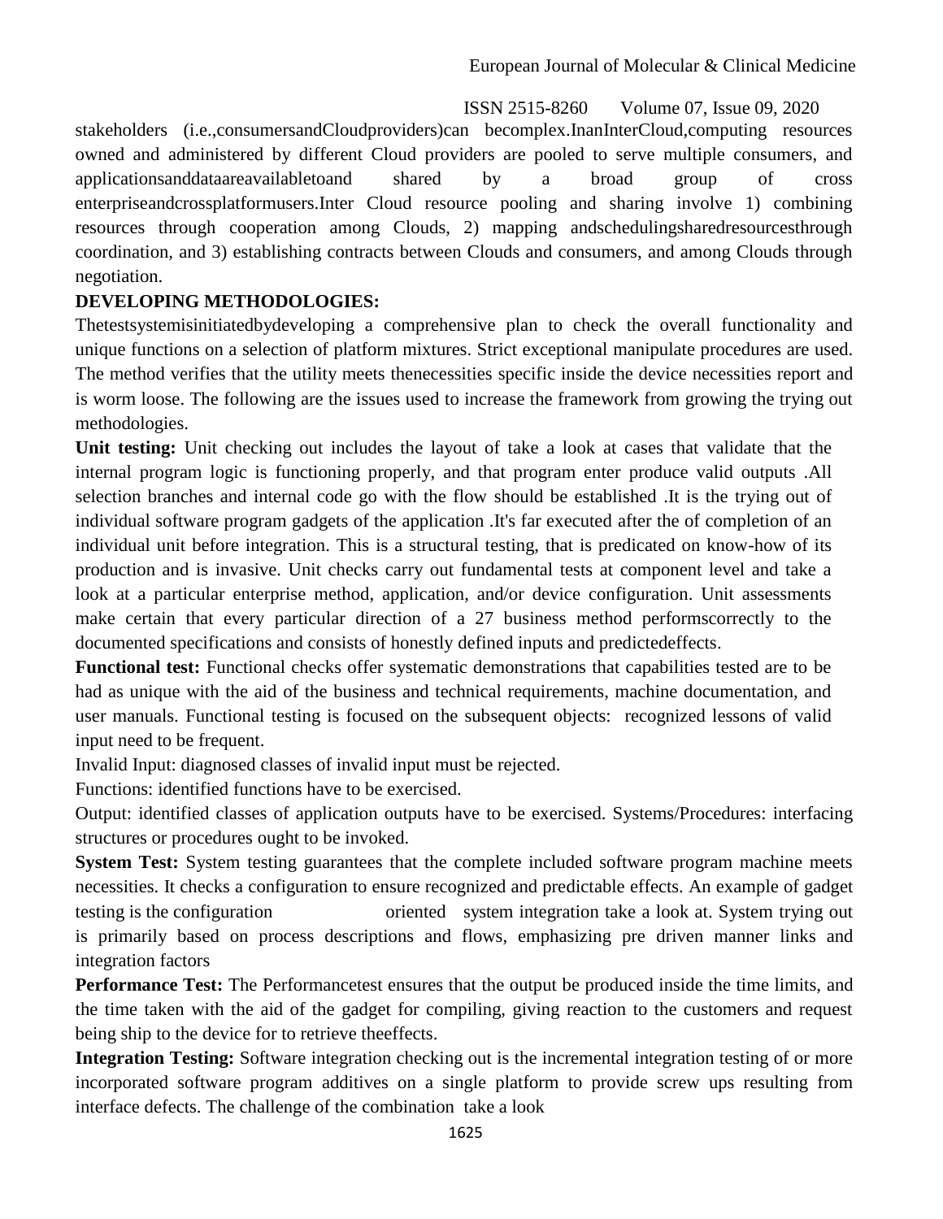stakeholders (i.e.,consumersandCloudproviders)can becomplex.InanInterCloud,computing resources owned and administered by different Cloud providers are pooled to serve multiple consumers, and applicationsanddataareavailabletoand shared by a broad group of cross enterpriseandcrossplatformusers.Inter Cloud resource pooling and sharing involve 1) combining resources through cooperation among Clouds, 2) mapping andschedulingsharedresourcesthrough coordination, and 3) establishing contracts between Clouds and consumers, and among Clouds through negotiation.

**DEVELOPING METHODOLOGIES:**

Thetestsystemisinitiatedbydeveloping a comprehensive plan to check the overall functionality and unique functions on a selection of platform mixtures. Strict exceptional manipulate procedures are used. The method verifies that the utility meets thenecessities specific inside the device necessities report and is worm loose. The following are the issues used to increase the framework from growing the trying out methodologies.

**Unit testing:** Unit checking out includes the layout of take a look at cases that validate that the internal program logic is functioning properly, and that program enter produce valid outputs .All selection branches and internal code go with the flow should be established .It is the trying out of individual software program gadgets of the application .It's far executed after the of completion of an individual unit before integration. This is a structural testing, that is predicated on know-how of its production and is invasive. Unit checks carry out fundamental tests at component level and take a look at a particular enterprise method, application, and/or device configuration. Unit assessments make certain that every particular direction of a 27 business method performscorrectly to the documented specifications and consists of honestly defined inputs and predictedeffects.

**Functional test:** Functional checks offer systematic demonstrations that capabilities tested are to be had as unique with the aid of the business and technical requirements, machine documentation, and user manuals. Functional testing is focused on the subsequent objects: recognized lessons of valid input need to be frequent.

Invalid Input: diagnosed classes of invalid input must be rejected.

Functions: identified functions have to be exercised.

Output: identified classes of application outputs have to be exercised. Systems/Procedures: interfacing structures or procedures ought to be invoked.

**System Test:** System testing guarantees that the complete included software program machine meets necessities. It checks a configuration to ensure recognized and predictable effects. An example of gadget testing is the configuration oriented system integration take a look at. System trying out is primarily based on process descriptions and flows, emphasizing pre driven manner links and integration factors

**Performance Test:** The Performancetest ensures that the output be produced inside the time limits, and the time taken with the aid of the gadget for compiling, giving reaction to the customers and request being ship to the device for to retrieve theeffects.

**Integration Testing:** Software integration checking out is the incremental integration testing of or more incorporated software program additives on a single platform to provide screw ups resulting from interface defects. The challenge of the combination take a look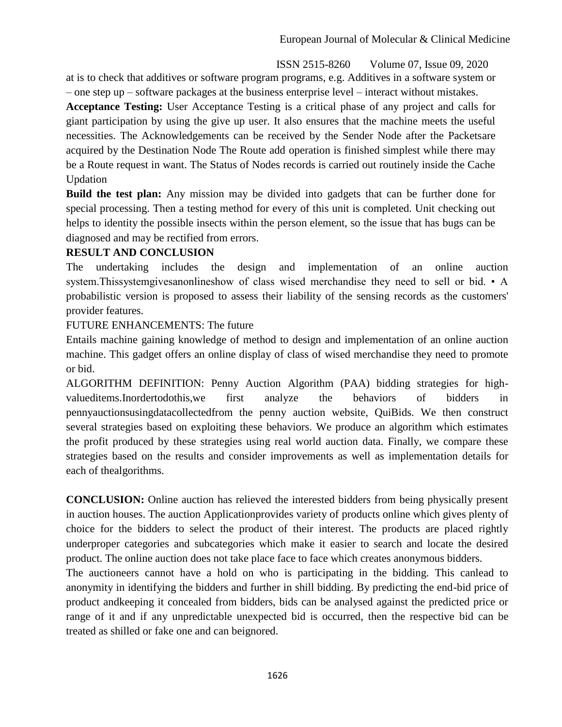at is to check that additives or software program programs, e.g. Additives in a software system or – one step up – software packages at the business enterprise level – interact without mistakes.

**Acceptance Testing:** User Acceptance Testing is a critical phase of any project and calls for giant participation by using the give up user. It also ensures that the machine meets the useful necessities. The Acknowledgements can be received by the Sender Node after the Packetsare acquired by the Destination Node The Route add operation is finished simplest while there may be a Route request in want. The Status of Nodes records is carried out routinely inside the Cache Updation

**Build the test plan:** Any mission may be divided into gadgets that can be further done for special processing. Then a testing method for every of this unit is completed. Unit checking out helps to identity the possible insects within the person element, so the issue that has bugs can be diagnosed and may be rectified from errors.

**RESULT AND CONCLUSION**

The undertaking includes the design and implementation of an online auction system.Thissystemgivesanonlineshow of class wised merchandise they need to sell or bid. • A probabilistic version is proposed to assess their liability of the sensing records as the customers' provider features.

FUTURE ENHANCEMENTS: The future

Entails machine gaining knowledge of method to design and implementation of an online auction machine. This gadget offers an online display of class of wised merchandise they need to promote or bid.

ALGORITHM DEFINITION: Penny Auction Algorithm (PAA) bidding strategies for high-valueditems.Inordertodothis,we first analyze the behaviors of bidders in pennyauctionsusingdatacollectedfrom the penny auction website, QuiBids. We then construct several strategies based on exploiting these behaviors. We produce an algorithm which estimates the profit produced by these strategies using real world auction data. Finally, we compare these strategies based on the results and consider improvements as well as implementation details for each of thealgorithms.

**CONCLUSION:** Online auction has relieved the interested bidders from being physically present in auction houses. The auction Applicationprovides variety of products online which gives plenty of choice for the bidders to select the product of their interest. The products are placed rightly underproper categories and subcategories which make it easier to search and locate the desired product. The online auction does not take place face to face which creates anonymous bidders.

The auctioneers cannot have a hold on who is participating in the bidding. This canlead to anonymity in identifying the bidders and further in shill bidding. By predicting the end-bid price of product andkeeping it concealed from bidders, bids can be analysed against the predicted price or range of it and if any unpredictable unexpected bid is occurred, then the respective bid can be treated as shilled or fake one and can beignored.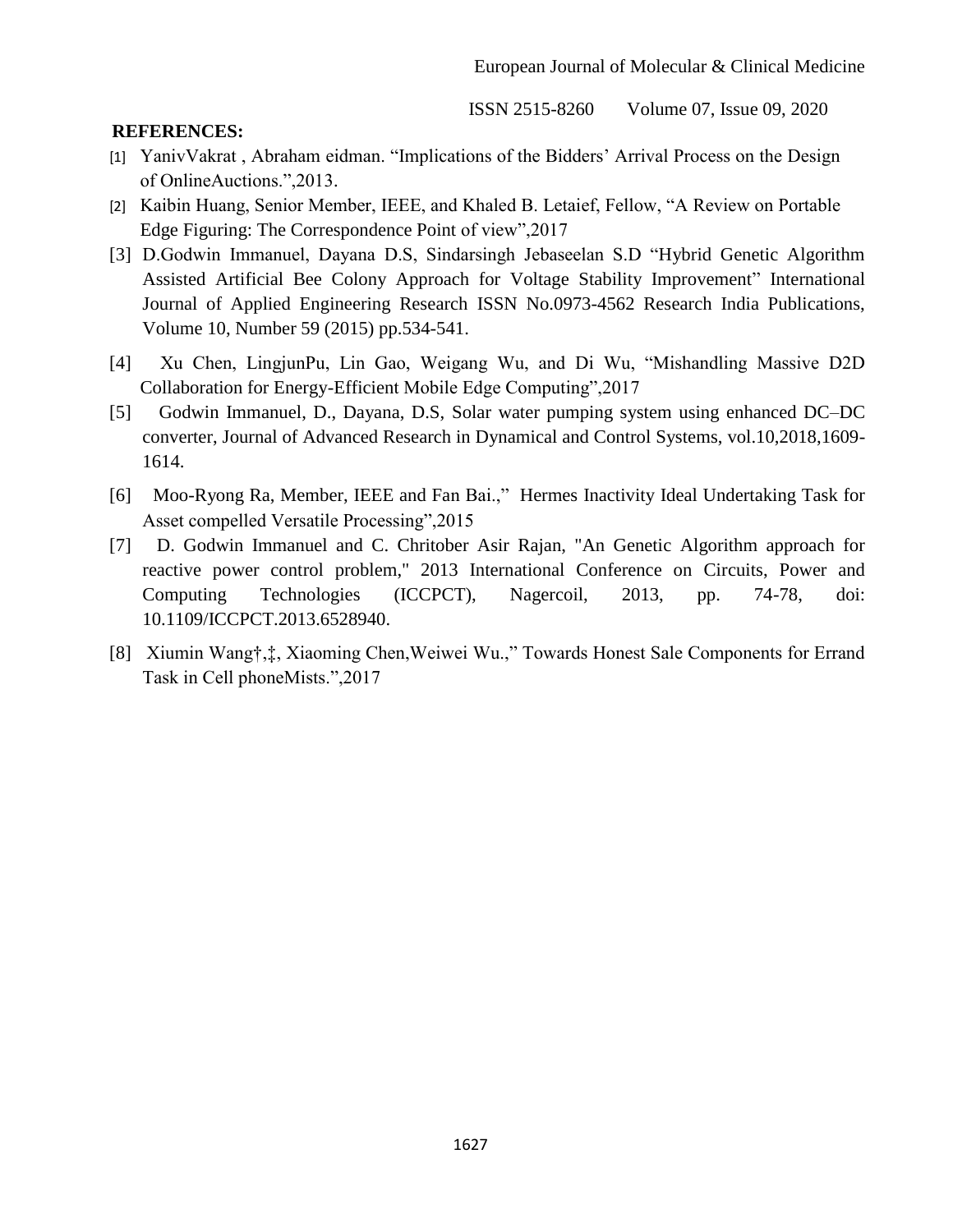**REFERENCES:**

[1] YanivVakrat , Abraham eidman. “Implications of the Bidders’ Arrival Process on the Design of OnlineAuctions.”,2013.

[2] Kaibin Huang, Senior Member, IEEE, and Khaled B. Letaief, Fellow, “A Review on Portable Edge Figuring: The Correspondence Point of view”,2017

[3] D.Godwin Immanuel, Dayana D.S, Sindarsingh Jebaseelan S.D “Hybrid Genetic Algorithm Assisted Artificial Bee Colony Approach for Voltage Stability Improvement” International Journal of Applied Engineering Research ISSN No.0973-4562 Research India Publications, Volume 10, Number 59 (2015) pp.534-541.

[4] Xu Chen, LingjunPu, Lin Gao, Weigang Wu, and Di Wu, “Mishandling Massive D2D Collaboration for Energy-Efficient Mobile Edge Computing”,2017

[5] Godwin Immanuel, D., Dayana, D.S, Solar water pumping system using enhanced DC–DC converter, Journal of Advanced Research in Dynamical and Control Systems, vol.10,2018,1609-1614.

[6] Moo-Ryong Ra, Member, IEEE and Fan Bai.,” Hermes Inactivity Ideal Undertaking Task for Asset compelled Versatile Processing”,2015

[7] D. Godwin Immanuel and C. Chritober Asir Rajan, "An Genetic Algorithm approach for reactive power control problem," 2013 International Conference on Circuits, Power and Computing Technologies (ICCPCT), Nagercoil, 2013, pp. 74-78, doi: 10.1109/ICCPCT.2013.6528940.

[8] Xiumin Wang†,‡, Xiaoming Chen,Weiwei Wu.,” Towards Honest Sale Components for Errand Task in Cell phoneMists.”,2017